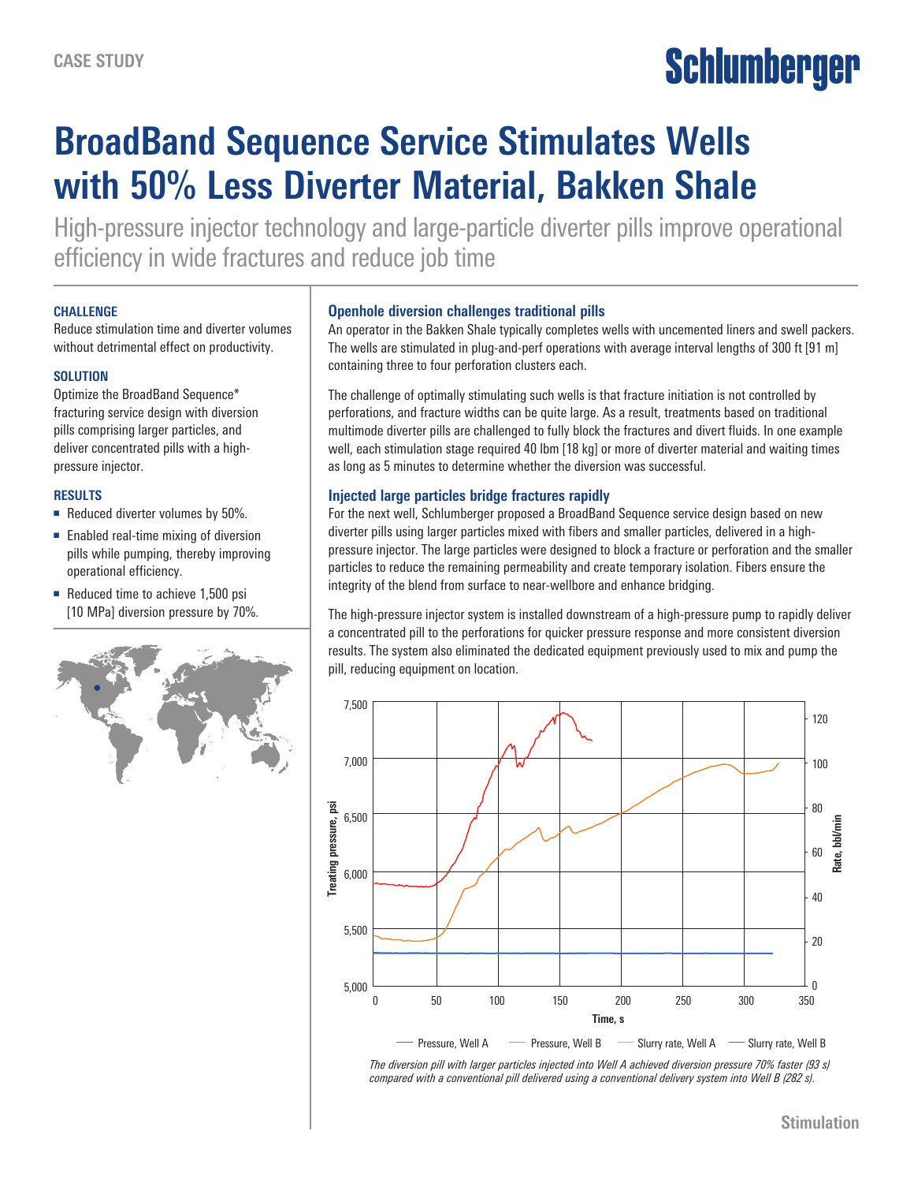CASE STUDY

# BroadBand Sequence Service Stimulates Wells with 50% Less Diverter Material, Bakken Shale

High-pressure injector technology and large-particle diverter pills improve operational efficiency in wide fractures and reduce job time

### CHALLENGE

Reduce stimulation time and diverter volumes without detrimental effect on productivity.

### SOLUTION

Optimize the BroadBand Sequence* fracturing service design with diversion pills comprising larger particles, and deliver concentrated pills with a high-pressure injector.

### RESULTS

- Reduced diverter volumes by 50%.
- Enabled real-time mixing of diversion pills while pumping, thereby improving operational efficiency.
- Reduced time to achieve 1,500 psi [10 MPa] diversion pressure by 70%.

## Openhole diversion challenges traditional pills

An operator in the Bakken Shale typically completes wells with uncemented liners and swell packers. The wells are stimulated in plug-and-perf operations with average interval lengths of 300 ft [91 m] containing three to four perforation clusters each.

The challenge of optimally stimulating such wells is that fracture initiation is not controlled by perforations, and fracture widths can be quite large. As a result, treatments based on traditional multimode diverter pills are challenged to fully block the fractures and divert fluids. In one example well, each stimulation stage required 40 lbm [18 kg] or more of diverter material and waiting times as long as 5 minutes to determine whether the diversion was successful.

## Injected large particles bridge fractures rapidly

For the next well, Schlumberger proposed a BroadBand Sequence service design based on new diverter pills using larger particles mixed with fibers and smaller particles, delivered in a high-pressure injector. The large particles were designed to block a fracture or perforation and the smaller particles to reduce the remaining permeability and create temporary isolation. Fibers ensure the integrity of the blend from surface to near-wellbore and enhance bridging.

The high-pressure injector system is installed downstream of a high-pressure pump to rapidly deliver a concentrated pill to the perforations for quicker pressure response and more consistent diversion results. The system also eliminated the dedicated equipment previously used to mix and pump the pill, reducing equipment on location.

*The diversion pill with larger particles injected into Well A achieved diversion pressure 70% faster (93 s) compared with a conventional pill delivered using a conventional delivery system into Well B (282 s).*

Stimulation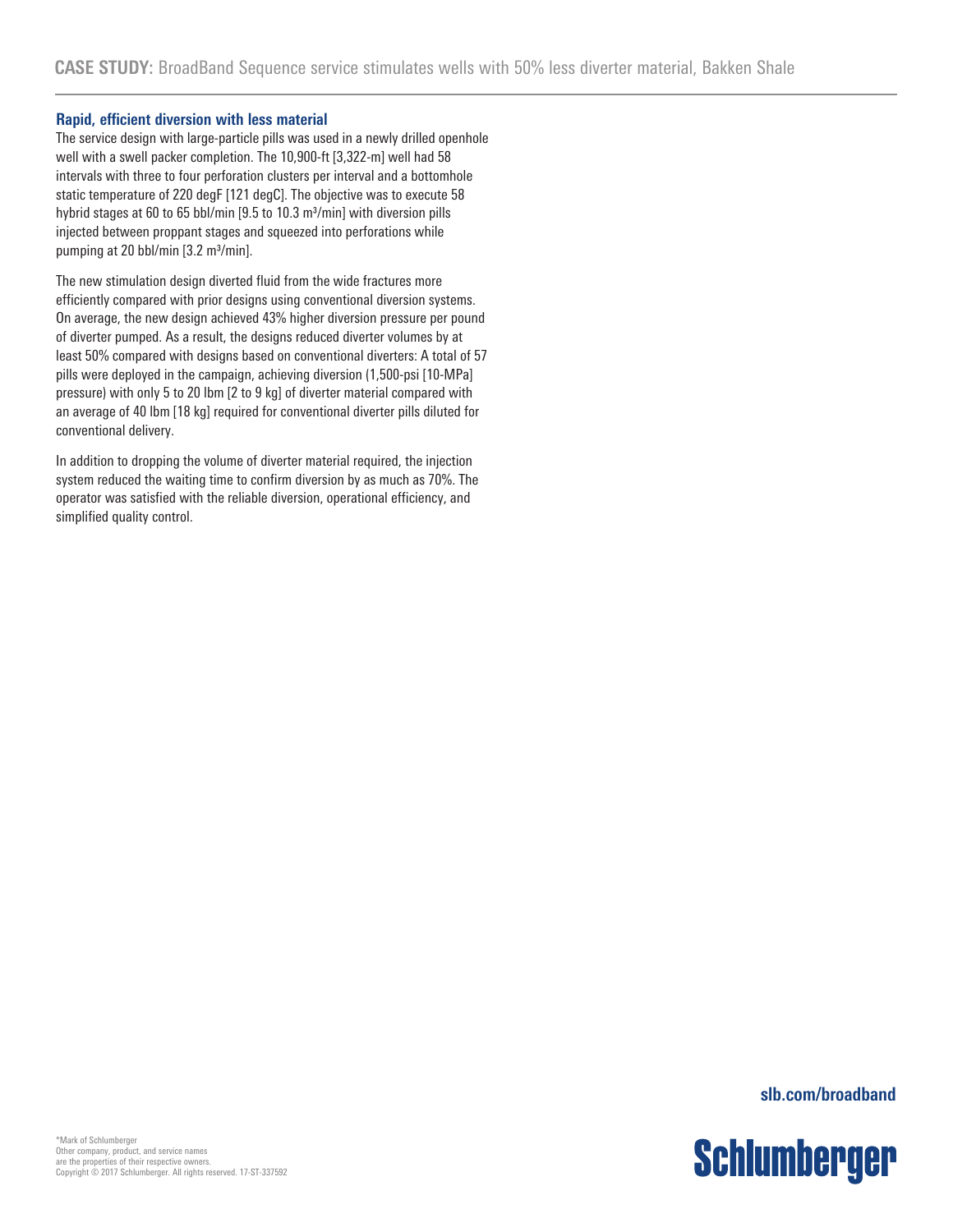## Rapid, efficient diversion with less material

The service design with large-particle pills was used in a newly drilled openhole well with a swell packer completion. The 10,900-ft [3,322-m] well had 58 intervals with three to four perforation clusters per interval and a bottomhole static temperature of 220 degF [121 degC]. The objective was to execute 58 hybrid stages at 60 to 65 bbl/min [9.5 to 10.3 $m^3$/min] with diversion pills injected between proppant stages and squeezed into perforations while pumping at 20 bbl/min [3.2 $m^3$/min].

The new stimulation design diverted fluid from the wide fractures more efficiently compared with prior designs using conventional diversion systems. On average, the new design achieved 43% higher diversion pressure per pound of diverter pumped. As a result, the designs reduced diverter volumes by at least 50% compared with designs based on conventional diverters: A total of 57 pills were deployed in the campaign, achieving diversion (1,500-psi [10-MPa] pressure) with only 5 to 20 lbm [2 to 9 kg] of diverter material compared with an average of 40 lbm [18 kg] required for conventional diverter pills diluted for conventional delivery.

In addition to dropping the volume of diverter material required, the injection system reduced the waiting time to confirm diversion by as much as 70%. The operator was satisfied with the reliable diversion, operational efficiency, and simplified quality control.

slb.com/broadband

*Mark of Schlumberger
Other company, product, and service names are the properties of their respective owners.
Copyright © 2017 Schlumberger. All rights reserved. 17-ST-337592

Schlumberger